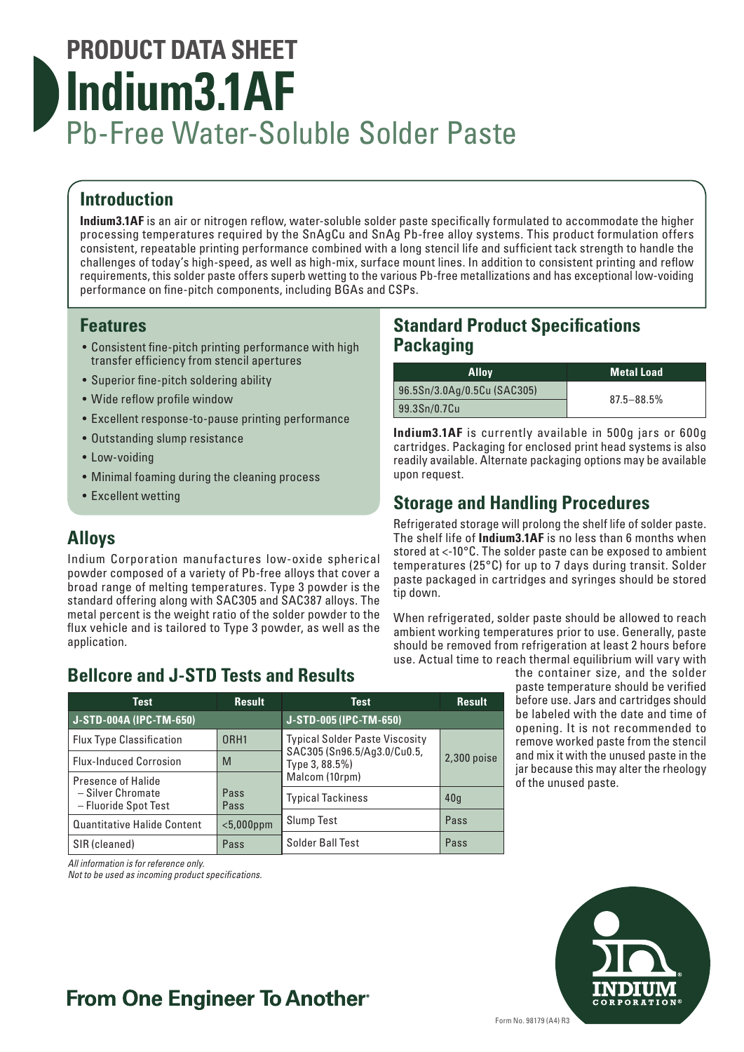# PRODUCT DATA SHEET

# Indium3.1AF

## Pb-Free Water-Soluble Solder Paste

## Introduction

**Indium3.1AF** is an air or nitrogen reflow, water-soluble solder paste specifically formulated to accommodate the higher processing temperatures required by the SnAgCu and SnAg Pb-free alloy systems. This product formulation offers consistent, repeatable printing performance combined with a long stencil life and sufficient tack strength to handle the challenges of today's high-speed, as well as high-mix, surface mount lines. In addition to consistent printing and reflow requirements, this solder paste offers superb wetting to the various Pb-free metallizations and has exceptional low-voiding performance on fine-pitch components, including BGAs and CSPs.

## Features

- Consistent fine-pitch printing performance with high transfer efficiency from stencil apertures
- Superior fine-pitch soldering ability
- Wide reflow profile window
- Excellent response-to-pause printing performance
- Outstanding slump resistance
- Low-voiding
- Minimal foaming during the cleaning process
- Excellent wetting

## Alloys

Indium Corporation manufactures low-oxide spherical powder composed of a variety of Pb-free alloys that cover a broad range of melting temperatures. Type 3 powder is the standard offering along with SAC305 and SAC387 alloys. The metal percent is the weight ratio of the solder powder to the flux vehicle and is tailored to Type 3 powder, as well as the application.

## Bellcore and J-STD Tests and Results

| Test | Result |
|---|---|
| **J-STD-004A (IPC-TM-650)** | |
| Flux Type Classification | ORH1 |
| Flux-Induced Corrosion | M |
| Presence of Halide<br>– Silver Chromate<br>– Fluoride Spot Test | <br>Pass<br>Pass |
| Quantitative Halide Content | <5,000ppm |
| SIR (cleaned) | Pass |

| Test | Result |
|---|---|
| **J-STD-005 (IPC-TM-650)** | |
| Typical Solder Paste Viscosity SAC305 (Sn96.5/Ag3.0/Cu0.5, Type 3, 88.5%) Malcom (10rpm) | 2,300 poise |
| Typical Tackiness | 40g |
| Slump Test | Pass |
| Solder Ball Test | Pass |

*All information is for reference only.*
*Not to be used as incoming product specifications.*

## Standard Product Specifications Packaging

| Alloy | Metal Load |
|---|---|
| 96.5Sn/3.0Ag/0.5Cu (SAC305) | 87.5–88.5% |
| 99.3Sn/0.7Cu | |

**Indium3.1AF** is currently available in 500g jars or 600g cartridges. Packaging for enclosed print head systems is also readily available. Alternate packaging options may be available upon request.

## Storage and Handling Procedures

Refrigerated storage will prolong the shelf life of solder paste. The shelf life of **Indium3.1AF** is no less than 6 months when stored at <-10°C. The solder paste can be exposed to ambient temperatures (25°C) for up to 7 days during transit. Solder paste packaged in cartridges and syringes should be stored tip down.

When refrigerated, solder paste should be allowed to reach ambient working temperatures prior to use. Generally, paste should be removed from refrigeration at least 2 hours before use. Actual time to reach thermal equilibrium will vary with the container size, and the solder paste temperature should be verified before use. Jars and cartridges should be labeled with the date and time of opening. It is not recommended to remove worked paste from the stencil and mix it with the unused paste in the jar because this may alter the rheology of the unused paste.

**From One Engineer To Another®**

Form No. 98179 (A4) R3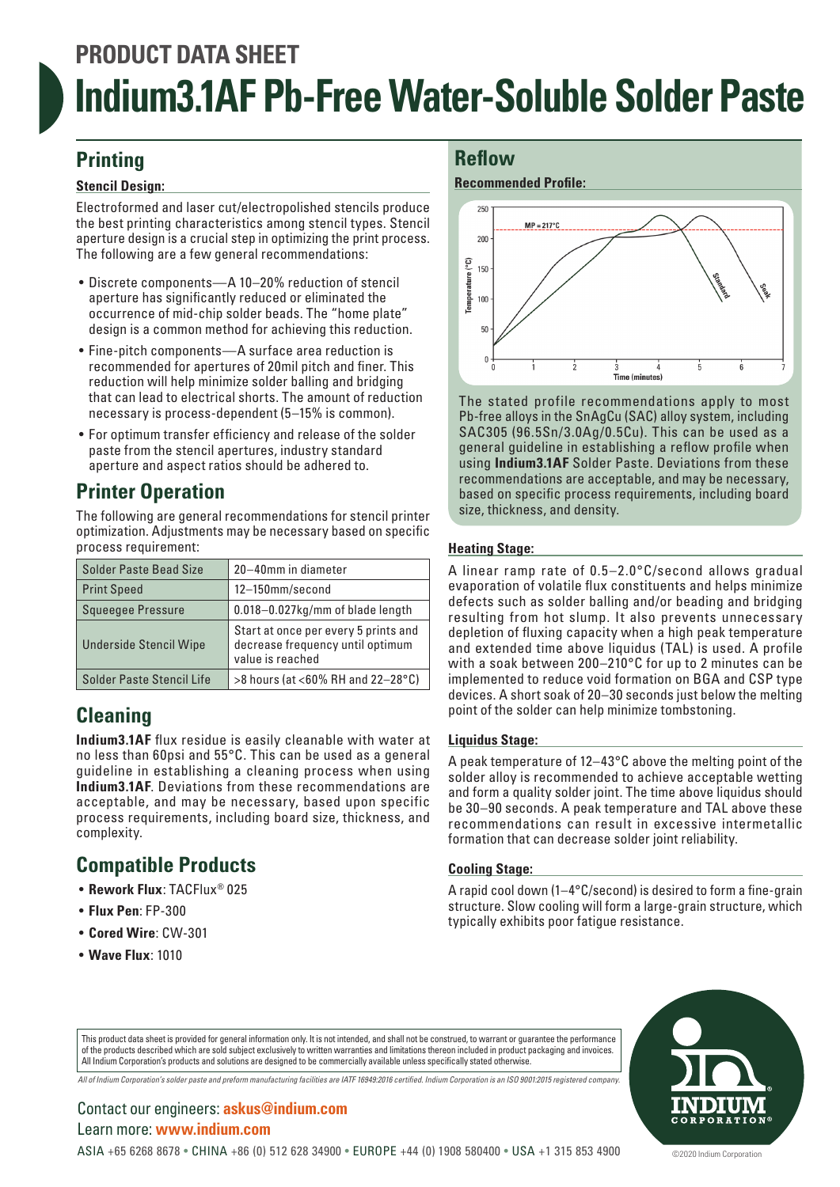# PRODUCT DATA SHEET

# Indium3.1AF Pb-Free Water-Soluble Solder Paste

## Printing

### Stencil Design:

Electroformed and laser cut/electropolished stencils produce the best printing characteristics among stencil types. Stencil aperture design is a crucial step in optimizing the print process. The following are a few general recommendations:

- Discrete components—A 10–20% reduction of stencil aperture has significantly reduced or eliminated the occurrence of mid-chip solder beads. The "home plate" design is a common method for achieving this reduction.
- Fine-pitch components—A surface area reduction is recommended for apertures of 20mil pitch and finer. This reduction will help minimize solder balling and bridging that can lead to electrical shorts. The amount of reduction necessary is process-dependent (5–15% is common).
- For optimum transfer efficiency and release of the solder paste from the stencil apertures, industry standard aperture and aspect ratios should be adhered to.

## Printer Operation

The following are general recommendations for stencil printer optimization. Adjustments may be necessary based on specific process requirement:

| | |
|---|---|
| Solder Paste Bead Size | 20–40mm in diameter |
| Print Speed | 12–150mm/second |
| Squeegee Pressure | 0.018–0.027kg/mm of blade length |
| Underside Stencil Wipe | Start at once per every 5 prints and decrease frequency until optimum value is reached |
| Solder Paste Stencil Life | >8 hours (at <60% RH and 22–28°C) |

## Cleaning

**Indium3.1AF** flux residue is easily cleanable with water at no less than 60psi and 55°C. This can be used as a general guideline in establishing a cleaning process when using **Indium3.1AF**. Deviations from these recommendations are acceptable, and may be necessary, based upon specific process requirements, including board size, thickness, and complexity.

## Compatible Products

- **Rework Flux**: TACFlux® 025
- **Flux Pen**: FP-300
- **Cored Wire**: CW-301
- **Wave Flux**: 1010

## Reflow

### Recommended Profile:

MP = 217°C
Temperature (°C)
250
200
150
100
50
0
Time (minutes)
0 1 2 3 4 5 6 7
Standard
Soak

The stated profile recommendations apply to most Pb-free alloys in the SnAgCu (SAC) alloy system, including SAC305 (96.5Sn/3.0Ag/0.5Cu). This can be used as a general guideline in establishing a reflow profile when using **Indium3.1AF** Solder Paste. Deviations from these recommendations are acceptable, and may be necessary, based on specific process requirements, including board size, thickness, and density.

### Heating Stage:

A linear ramp rate of 0.5–2.0°C/second allows gradual evaporation of volatile flux constituents and helps minimize defects such as solder balling and/or beading and bridging resulting from hot slump. It also prevents unnecessary depletion of fluxing capacity when a high peak temperature and extended time above liquidus (TAL) is used. A profile with a soak between 200–210°C for up to 2 minutes can be implemented to reduce void formation on BGA and CSP type devices. A short soak of 20–30 seconds just below the melting point of the solder can help minimize tombstoning.

### Liquidus Stage:

A peak temperature of 12–43°C above the melting point of the solder alloy is recommended to achieve acceptable wetting and form a quality solder joint. The time above liquidus should be 30–90 seconds. A peak temperature and TAL above these recommendations can result in excessive intermetallic formation that can decrease solder joint reliability.

### Cooling Stage:

A rapid cool down (1–4°C/second) is desired to form a fine-grain structure. Slow cooling will form a large-grain structure, which typically exhibits poor fatigue resistance.

This product data sheet is provided for general information only. It is not intended, and shall not be construed, to warrant or guarantee the performance of the products described which are sold subject exclusively to written warranties and limitations thereon included in product packaging and invoices. All Indium Corporation's products and solutions are designed to be commercially available unless specifically stated otherwise.

*All of Indium Corporation's solder paste and preform manufacturing facilities are IATF 16949:2016 certified. Indium Corporation is an ISO 9001:2015 registered company.*

Contact our engineers: **askus@indium.com**
Learn more: **www.indium.com**

ASIA +65 6268 8678 • CHINA +86 (0) 512 628 34900 • EUROPE +44 (0) 1908 580400 • USA +1 315 853 4900

INDIUM CORPORATION®

©2020 Indium Corporation